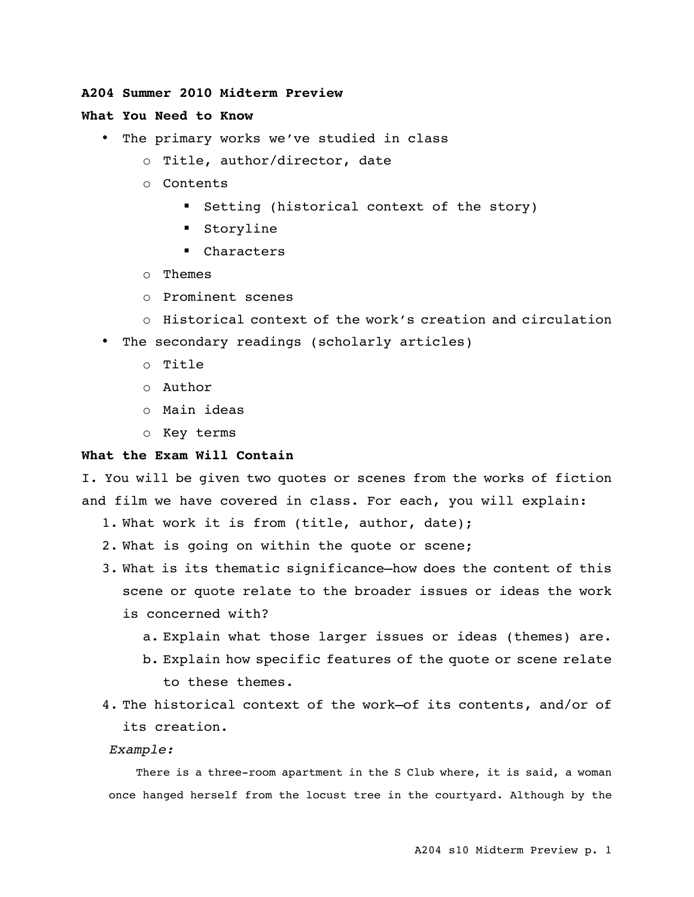**A204 Summer 2010 Midterm Preview**

**What You Need to Know**

- The primary works we've studied in class
  - Title, author/director, date
  - Contents
    - Setting (historical context of the story)
    - Storyline
    - Characters
  - Themes
  - Prominent scenes
  - Historical context of the work's creation and circulation
- The secondary readings (scholarly articles)
  - Title
  - Author
  - Main ideas
  - Key terms

**What the Exam Will Contain**

I. You will be given two quotes or scenes from the works of fiction and film we have covered in class. For each, you will explain:

1. What work it is from (title, author, date);
2. What is going on within the quote or scene;
3. What is its thematic significance—how does the content of this scene or quote relate to the broader issues or ideas the work is concerned with?
   a. Explain what those larger issues or ideas (themes) are.
   b. Explain how specific features of the quote or scene relate to these themes.
4. The historical context of the work—of its contents, and/or of its creation.

*Example:*

There is a three-room apartment in the S Club where, it is said, a woman once hanged herself from the locust tree in the courtyard. Although by the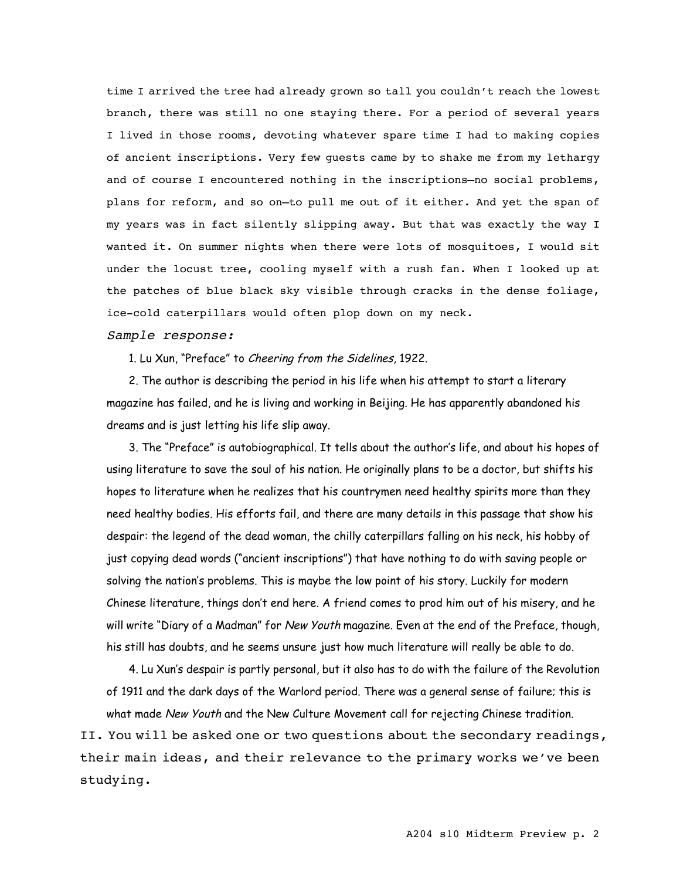time I arrived the tree had already grown so tall you couldn't reach the lowest branch, there was still no one staying there. For a period of several years I lived in those rooms, devoting whatever spare time I had to making copies of ancient inscriptions. Very few guests came by to shake me from my lethargy and of course I encountered nothing in the inscriptions—no social problems, plans for reform, and so on—to pull me out of it either. And yet the span of my years was in fact silently slipping away. But that was exactly the way I wanted it. On summer nights when there were lots of mosquitoes, I would sit under the locust tree, cooling myself with a rush fan. When I looked up at the patches of blue black sky visible through cracks in the dense foliage, ice-cold caterpillars would often plop down on my neck.

*Sample response:*

1. Lu Xun, "Preface" to *Cheering from the Sidelines*, 1922.

2. The author is describing the period in his life when his attempt to start a literary magazine has failed, and he is living and working in Beijing. He has apparently abandoned his dreams and is just letting his life slip away.

3. The "Preface" is autobiographical. It tells about the author's life, and about his hopes of using literature to save the soul of his nation. He originally plans to be a doctor, but shifts his hopes to literature when he realizes that his countrymen need healthy spirits more than they need healthy bodies. His efforts fail, and there are many details in this passage that show his despair: the legend of the dead woman, the chilly caterpillars falling on his neck, his hobby of just copying dead words ("ancient inscriptions") that have nothing to do with saving people or solving the nation's problems. This is maybe the low point of his story. Luckily for modern Chinese literature, things don't end here. A friend comes to prod him out of his misery, and he will write "Diary of a Madman" for *New Youth* magazine. Even at the end of the Preface, though, his still has doubts, and he seems unsure just how much literature will really be able to do.

4. Lu Xun's despair is partly personal, but it also has to do with the failure of the Revolution of 1911 and the dark days of the Warlord period. There was a general sense of failure; this is what made *New Youth* and the New Culture Movement call for rejecting Chinese tradition.

II. You will be asked one or two questions about the secondary readings, their main ideas, and their relevance to the primary works we've been studying.